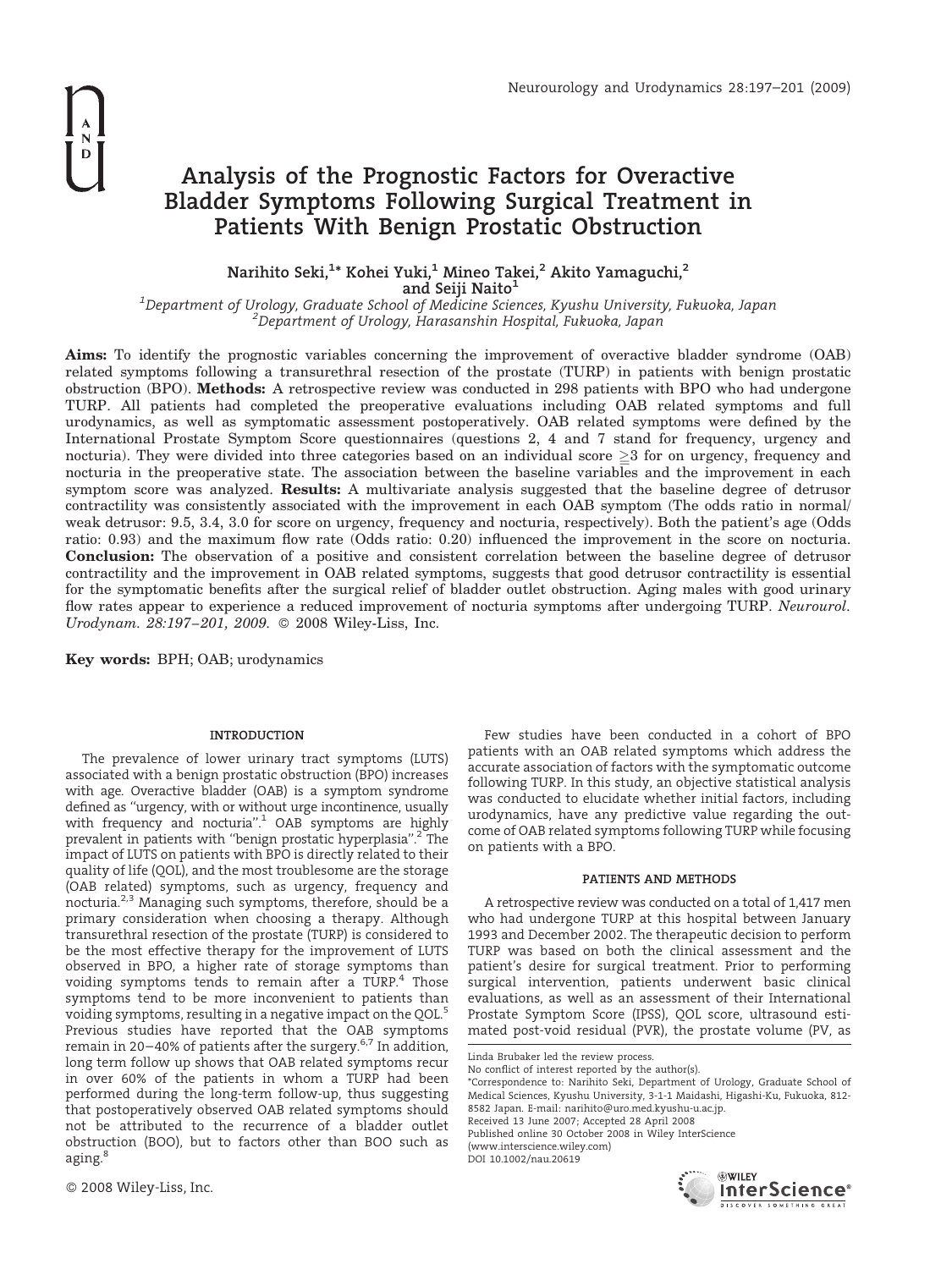# Analysis of the Prognostic Factors for Overactive Bladder Symptoms Following Surgical Treatment in Patients With Benign Prostatic Obstruction

**Narihito Seki,[1]* Kohei Yuki,[1] Mineo Takei,[2] Akito Yamaguchi,[2] and Seiji Naito[1]**

[1]*Department of Urology, Graduate School of Medicine Sciences, Kyushu University, Fukuoka, Japan*
[2]*Department of Urology, Harasanshin Hospital, Fukuoka, Japan*

**Aims:** To identify the prognostic variables concerning the improvement of overactive bladder syndrome (OAB) related symptoms following a transurethral resection of the prostate (TURP) in patients with benign prostatic obstruction (BPO). **Methods:** A retrospective review was conducted in 298 patients with BPO who had undergone TURP. All patients had completed the preoperative evaluations including OAB related symptoms and full urodynamics, as well as symptomatic assessment postoperatively. OAB related symptoms were defined by the International Prostate Symptom Score questionnaires (questions 2, 4 and 7 stand for frequency, urgency and nocturia). They were divided into three categories based on an individual score ≥3 for on urgency, frequency and nocturia in the preoperative state. The association between the baseline variables and the improvement in each symptom score was analyzed. **Results:** A multivariate analysis suggested that the baseline degree of detrusor contractility was consistently associated with the improvement in each OAB symptom (The odds ratio in normal/weak detrusor: 9.5, 3.4, 3.0 for score on urgency, frequency and nocturia, respectively). Both the patient's age (Odds ratio: 0.93) and the maximum flow rate (Odds ratio: 0.20) influenced the improvement in the score on nocturia. **Conclusion:** The observation of a positive and consistent correlation between the baseline degree of detrusor contractility and the improvement in OAB related symptoms, suggests that good detrusor contractility is essential for the symptomatic benefits after the surgical relief of bladder outlet obstruction. Aging males with good urinary flow rates appear to experience a reduced improvement of nocturia symptoms after undergoing TURP. *Neurourol. Urodynam. 28:197–201, 2009.* © 2008 Wiley-Liss, Inc.

**Key words:** BPH; OAB; urodynamics

## INTRODUCTION

The prevalence of lower urinary tract symptoms (LUTS) associated with a benign prostatic obstruction (BPO) increases with age. Overactive bladder (OAB) is a symptom syndrome defined as "urgency, with or without urge incontinence, usually with frequency and nocturia".[1] OAB symptoms are highly prevalent in patients with "benign prostatic hyperplasia".[2] The impact of LUTS on patients with BPO is directly related to their quality of life (QOL), and the most troublesome are the storage (OAB related) symptoms, such as urgency, frequency and nocturia.[2,3] Managing such symptoms, therefore, should be a primary consideration when choosing a therapy. Although transurethral resection of the prostate (TURP) is considered to be the most effective therapy for the improvement of LUTS observed in BPO, a higher rate of storage symptoms than voiding symptoms tends to remain after a TURP.[4] Those symptoms tend to be more inconvenient to patients than voiding symptoms, resulting in a negative impact on the QOL.[5] Previous studies have reported that the OAB symptoms remain in 20–40% of patients after the surgery.[6,7] In addition, long term follow up shows that OAB related symptoms recur in over 60% of the patients in whom a TURP had been performed during the long-term follow-up, thus suggesting that postoperatively observed OAB related symptoms should not be attributed to the recurrence of a bladder outlet obstruction (BOO), but to factors other than BOO such as aging.[8]

Few studies have been conducted in a cohort of BPO patients with an OAB related symptoms which address the accurate association of factors with the symptomatic outcome following TURP. In this study, an objective statistical analysis was conducted to elucidate whether initial factors, including urodynamics, have any predictive value regarding the outcome of OAB related symptoms following TURP while focusing on patients with a BPO.

## PATIENTS AND METHODS

A retrospective review was conducted on a total of 1,417 men who had undergone TURP at this hospital between January 1993 and December 2002. The therapeutic decision to perform TURP was based on both the clinical assessment and the patient's desire for surgical treatment. Prior to performing surgical intervention, patients underwent basic clinical evaluations, as well as an assessment of their International Prostate Symptom Score (IPSS), QOL score, ultrasound estimated post-void residual (PVR), the prostate volume (PV, as

Linda Brubaker led the review process.
No conflict of interest reported by the author(s).
*Correspondence to: Narihito Seki, Department of Urology, Graduate School of Medical Sciences, Kyushu University, 3-1-1 Maidashi, Higashi-Ku, Fukuoka, 812-8582 Japan. E-mail: narihito@uro.med.kyushu-u.ac.jp.
Received 13 June 2007; Accepted 28 April 2008
Published online 30 October 2008 in Wiley InterScience (www.interscience.wiley.com)
DOI 10.1002/nau.20619

© 2008 Wiley-Liss, Inc.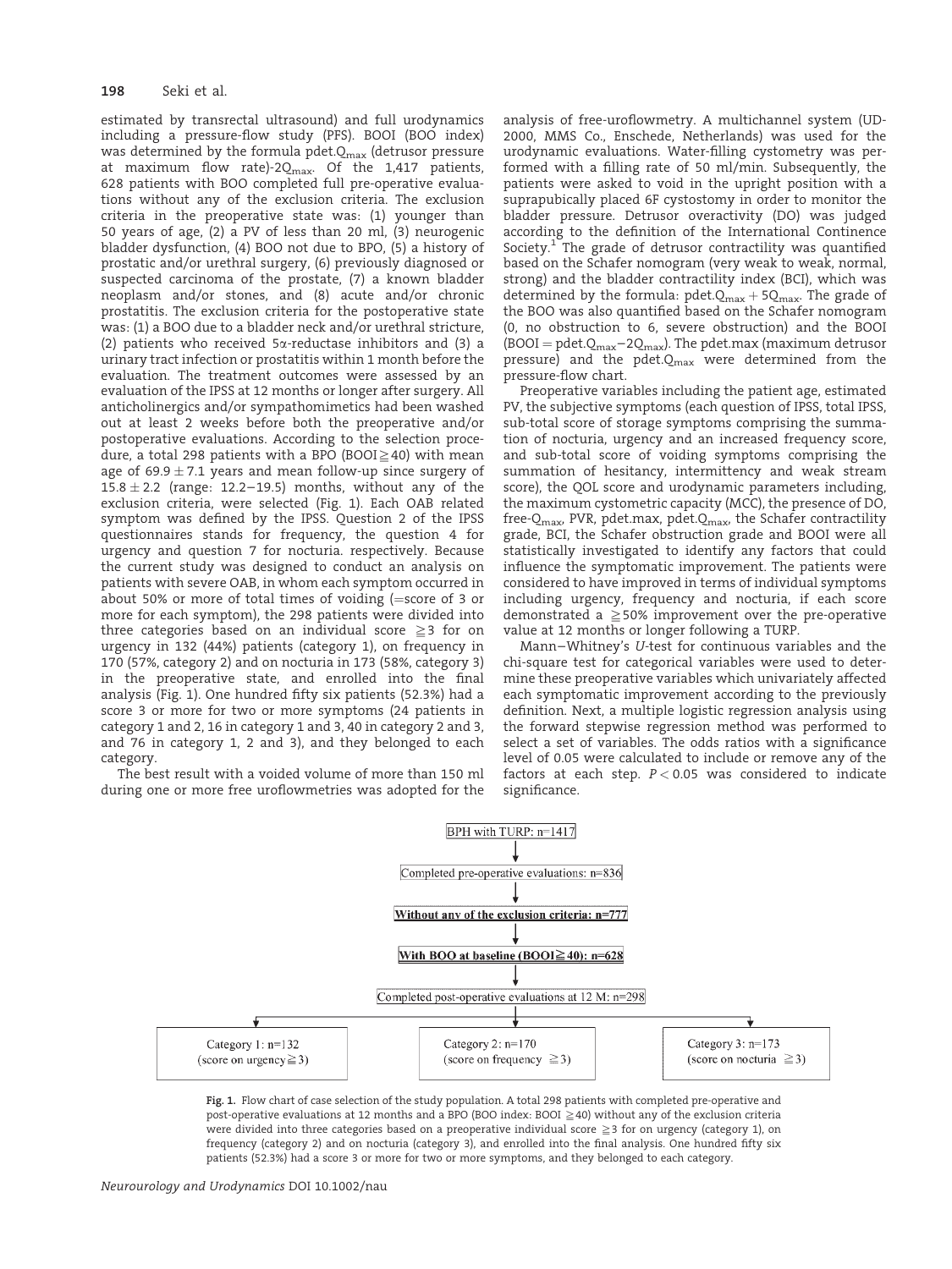estimated by transrectal ultrasound) and full urodynamics including a pressure-flow study (PFS). BOOI (BOO index) was determined by the formula pdet.$Q_{max}$ (detrusor pressure at maximum flow rate)-2$Q_{max}$. Of the 1,417 patients, 628 patients with BOO completed full pre-operative evaluations without any of the exclusion criteria. The exclusion criteria in the preoperative state was: (1) younger than 50 years of age, (2) a PV of less than 20 ml, (3) neurogenic bladder dysfunction, (4) BOO not due to BPO, (5) a history of prostatic and/or urethral surgery, (6) previously diagnosed or suspected carcinoma of the prostate, (7) a known bladder neoplasm and/or stones, and (8) acute and/or chronic prostatitis. The exclusion criteria for the postoperative state was: (1) a BOO due to a bladder neck and/or urethral stricture, (2) patients who received 5α-reductase inhibitors and (3) a urinary tract infection or prostatitis within 1 month before the evaluation. The treatment outcomes were assessed by an evaluation of the IPSS at 12 months or longer after surgery. All anticholinergics and/or sympathomimetics had been washed out at least 2 weeks before both the preoperative and/or postoperative evaluations. According to the selection procedure, a total 298 patients with a BPO (BOOI≧40) with mean age of 69.9 ± 7.1 years and mean follow-up since surgery of 15.8 ± 2.2 (range: 12.2–19.5) months, without any of the exclusion criteria, were selected (Fig. 1). Each OAB related symptom was defined by the IPSS. Question 2 of the IPSS questionnaires stands for frequency, the question 4 for urgency and question 7 for nocturia. respectively. Because the current study was designed to conduct an analysis on patients with severe OAB, in whom each symptom occurred in about 50% or more of total times of voiding (=score of 3 or more for each symptom), the 298 patients were divided into three categories based on an individual score ≧3 for on urgency in 132 (44%) patients (category 1), on frequency in 170 (57%, category 2) and on nocturia in 173 (58%, category 3) in the preoperative state, and enrolled into the final analysis (Fig. 1). One hundred fifty six patients (52.3%) had a score 3 or more for two or more symptoms (24 patients in category 1 and 2, 16 in category 1 and 3, 40 in category 2 and 3, and 76 in category 1, 2 and 3), and they belonged to each category.

The best result with a voided volume of more than 150 ml during one or more free uroflowmetries was adopted for the analysis of free-uroflowmetry. A multichannel system (UD-2000, MMS Co., Enschede, Netherlands) was used for the urodynamic evaluations. Water-filling cystometry was performed with a filling rate of 50 ml/min. Subsequently, the patients were asked to void in the upright position with a suprapubically placed 6F cystostomy in order to monitor the bladder pressure. Detrusor overactivity (DO) was judged according to the definition of the International Continence Society.[1] The grade of detrusor contractility was quantified based on the Schafer nomogram (very weak to weak, normal, strong) and the bladder contractility index (BCI), which was determined by the formula: pdet.$Q_{max}$ + 5$Q_{max}$. The grade of the BOO was also quantified based on the Schafer nomogram (0, no obstruction to 6, severe obstruction) and the BOOI (BOOI = pdet.$Q_{max}$−2$Q_{max}$). The pdet.max (maximum detrusor pressure) and the pdet.$Q_{max}$ were determined from the pressure-flow chart.

Preoperative variables including the patient age, estimated PV, the subjective symptoms (each question of IPSS, total IPSS, sub-total score of storage symptoms comprising the summation of nocturia, urgency and an increased frequency score, and sub-total score of voiding symptoms comprising the summation of hesitancy, intermittency and weak stream score), the QOL score and urodynamic parameters including, the maximum cystometric capacity (MCC), the presence of DO, free-$Q_{max}$, PVR, pdet.max, pdet.$Q_{max}$, the Schafer contractility grade, BCI, the Schafer obstruction grade and BOOI were all statistically investigated to identify any factors that could influence the symptomatic improvement. The patients were considered to have improved in terms of individual symptoms including urgency, frequency and nocturia, if each score demonstrated a ≧50% improvement over the pre-operative value at 12 months or longer following a TURP.

Mann–Whitney's *U*-test for continuous variables and the chi-square test for categorical variables were used to determine these preoperative variables which univariately affected each symptomatic improvement according to the previously definition. Next, a multiple logistic regression analysis using the forward stepwise regression method was performed to select a set of variables. The odds ratios with a significance level of 0.05 were calculated to include or remove any of the factors at each step. $P < 0.05$ was considered to indicate significance.

BPH with TURP: n=1417
↓
Completed pre-operative evaluations: n=836
↓
**Without any of the exclusion criteria: n=777**
↓
**With BOO at baseline (BOOI≧40): n=628**
↓
Completed post-operative evaluations at 12 M: n=298
↓
- Category 1: n=132 (score on urgency≧3)
- Category 2: n=170 (score on frequency ≧3)
- Category 3: n=173 (score on nocturia ≧3)

**Fig. 1.** Flow chart of case selection of the study population. A total 298 patients with completed pre-operative and post-operative evaluations at 12 months and a BPO (BOO index: BOOI ≧40) without any of the exclusion criteria were divided into three categories based on a preoperative individual score ≧3 for on urgency (category 1), on frequency (category 2) and on nocturia (category 3), and enrolled into the final analysis. One hundred fifty six patients (52.3%) had a score 3 or more for two or more symptoms, and they belonged to each category.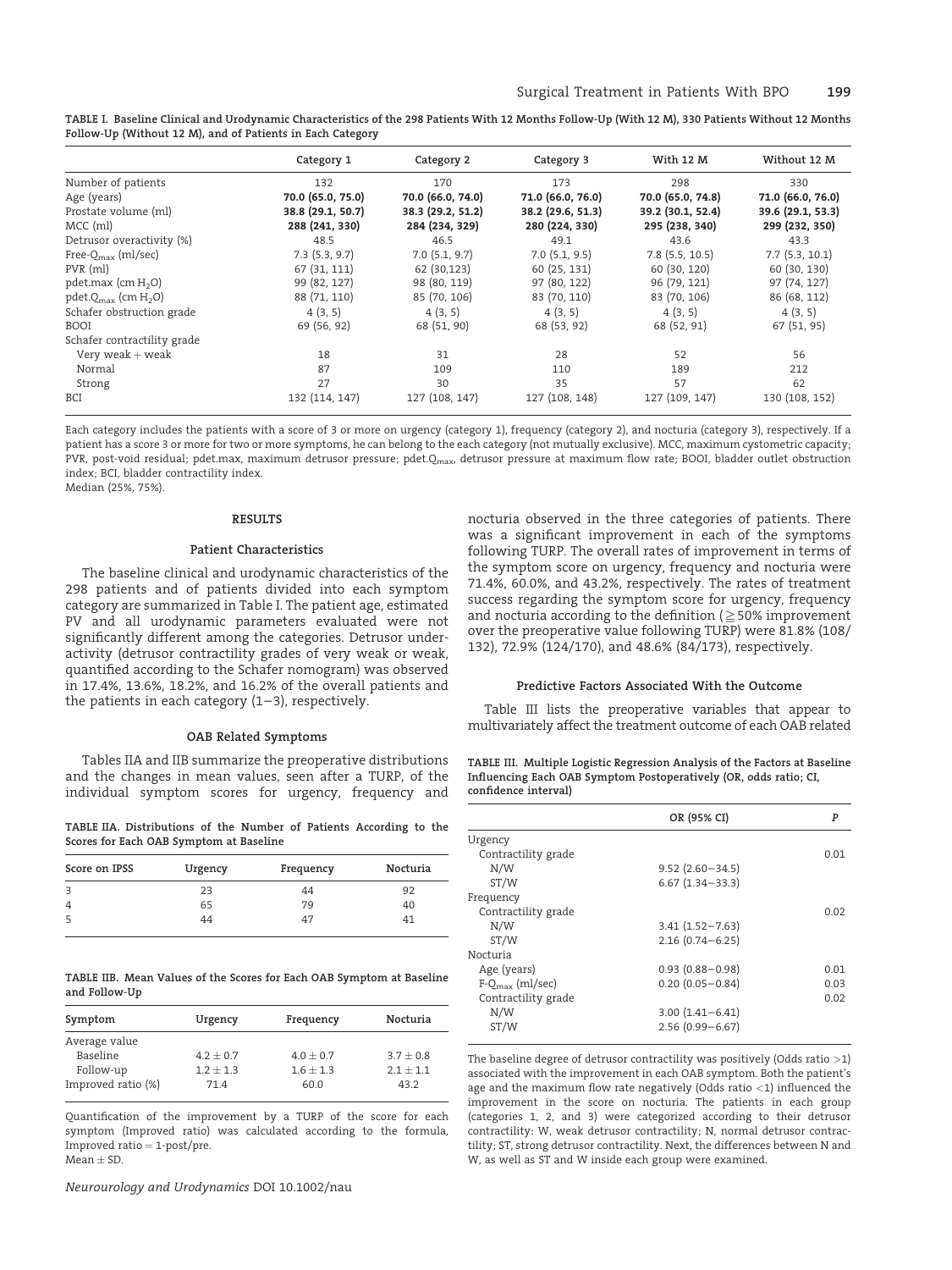**TABLE I. Baseline Clinical and Urodynamic Characteristics of the 298 Patients With 12 Months Follow-Up (With 12 M), 330 Patients Without 12 Months Follow-Up (Without 12 M), and of Patients in Each Category**

| | Category 1 | Category 2 | Category 3 | With 12 M | Without 12 M |
|---|---|---|---|---|---|
| Number of patients | 132 | 170 | 173 | 298 | 330 |
| Age (years) | **70.0 (65.0, 75.0)** | **70.0 (66.0, 74.0)** | **71.0 (66.0, 76.0)** | **70.0 (65.0, 74.8)** | **71.0 (66.0, 76.0)** |
| Prostate volume (ml) | **38.8 (29.1, 50.7)** | **38.3 (29.2, 51.2)** | **38.2 (29.6, 51.3)** | **39.2 (30.1, 52.4)** | **39.6 (29.1, 53.3)** |
| MCC (ml) | **288 (241, 330)** | **284 (234, 329)** | **280 (224, 330)** | **295 (238, 340)** | **299 (232, 350)** |
| Detrusor overactivity (%) | 48.5 | 46.5 | 49.1 | 43.6 | 43.3 |
| Free-$Q_{max}$ (ml/sec) | 7.3 (5.3, 9.7) | 7.0 (5.1, 9.7) | 7.0 (5.1, 9.5) | 7.8 (5.5, 10.5) | 7.7 (5.3, 10.1) |
| PVR (ml) | 67 (31, 111) | 62 (30,123) | 60 (25, 131) | 60 (30, 120) | 60 (30, 130) |
| pdet.max (cm $H_2O$) | 99 (82, 127) | 98 (80, 119) | 97 (80, 122) | 96 (79, 121) | 97 (74, 127) |
| pdet.$Q_{max}$ (cm $H_2O$) | 88 (71, 110) | 85 (70, 106) | 83 (70, 110) | 83 (70, 106) | 86 (68, 112) |
| Schafer obstruction grade | 4 (3, 5) | 4 (3, 5) | 4 (3, 5) | 4 (3, 5) | 4 (3, 5) |
| BOOI | 69 (56, 92) | 68 (51, 90) | 68 (53, 92) | 68 (52, 91) | 67 (51, 95) |
| Schafer contractility grade | | | | | |
| Very weak + weak | 18 | 31 | 28 | 52 | 56 |
| Normal | 87 | 109 | 110 | 189 | 212 |
| Strong | 27 | 30 | 35 | 57 | 62 |
| BCI | 132 (114, 147) | 127 (108, 147) | 127 (108, 148) | 127 (109, 147) | 130 (108, 152) |

Each category includes the patients with a score of 3 or more on urgency (category 1), frequency (category 2), and nocturia (category 3), respectively. If a patient has a score 3 or more for two or more symptoms, he can belong to the each category (not mutually exclusive). MCC, maximum cystometric capacity; PVR, post-void residual; pdet.max, maximum detrusor pressure; pdet.$Q_{max}$, detrusor pressure at maximum flow rate; BOOI, bladder outlet obstruction index; BCI, bladder contractility index.
Median (25%, 75%).

## RESULTS

### Patient Characteristics

The baseline clinical and urodynamic characteristics of the 298 patients and of patients divided into each symptom category are summarized in Table I. The patient age, estimated PV and all urodynamic parameters evaluated were not significantly different among the categories. Detrusor underactivity (detrusor contractility grades of very weak or weak, quantified according to the Schafer nomogram) was observed in 17.4%, 13.6%, 18.2%, and 16.2% of the overall patients and the patients in each category (1–3), respectively.

### OAB Related Symptoms

Tables IIA and IIB summarize the preoperative distributions and the changes in mean values, seen after a TURP, of the individual symptom scores for urgency, frequency and nocturia observed in the three categories of patients. There was a significant improvement in each of the symptoms following TURP. The overall rates of improvement in terms of the symptom score on urgency, frequency and nocturia were 71.4%, 60.0%, and 43.2%, respectively. The rates of treatment success regarding the symptom score for urgency, frequency and nocturia according to the definition (≧50% improvement over the preoperative value following TURP) were 81.8% (108/132), 72.9% (124/170), and 48.6% (84/173), respectively.

**TABLE IIA. Distributions of the Number of Patients According to the Scores for Each OAB Symptom at Baseline**

| Score on IPSS | Urgency | Frequency | Nocturia |
|---|---|---|---|
| 3 | 23 | 44 | 92 |
| 4 | 65 | 79 | 40 |
| 5 | 44 | 47 | 41 |

**TABLE IIB. Mean Values of the Scores for Each OAB Symptom at Baseline and Follow-Up**

| Symptom | Urgency | Frequency | Nocturia |
|---|---|---|---|
| Average value | | | |
| Baseline | $4.2 \pm 0.7$ | $4.0 \pm 0.7$ | $3.7 \pm 0.8$ |
| Follow-up | $1.2 \pm 1.3$ | $1.6 \pm 1.3$ | $2.1 \pm 1.1$ |
| Improved ratio (%) | 71.4 | 60.0 | 43.2 |

Quantification of the improvement by a TURP of the score for each symptom (Improved ratio) was calculated according to the formula, Improved ratio = 1-post/pre.
Mean ± SD.

### Predictive Factors Associated With the Outcome

Table III lists the preoperative variables that appear to multivariately affect the treatment outcome of each OAB related

**TABLE III. Multiple Logistic Regression Analysis of the Factors at Baseline Influencing Each OAB Symptom Postoperatively (OR, odds ratio; CI, confidence interval)**

| | OR (95% CI) | *P* |
|---|---|---|
| Urgency | | |
| Contractility grade | | 0.01 |
| N/W | 9.52 (2.60–34.5) | |
| ST/W | 6.67 (1.34–33.3) | |
| Frequency | | |
| Contractility grade | | 0.02 |
| N/W | 3.41 (1.52–7.63) | |
| ST/W | 2.16 (0.74–6.25) | |
| Nocturia | | |
| Age (years) | 0.93 (0.88–0.98) | 0.01 |
| F-$Q_{max}$ (ml/sec) | 0.20 (0.05–0.84) | 0.03 |
| Contractility grade | | 0.02 |
| N/W | 3.00 (1.41–6.41) | |
| ST/W | 2.56 (0.99–6.67) | |

The baseline degree of detrusor contractility was positively (Odds ratio >1) associated with the improvement in each OAB symptom. Both the patient's age and the maximum flow rate negatively (Odds ratio <1) influenced the improvement in the score on nocturia. The patients in each group (categories 1, 2, and 3) were categorized according to their detrusor contractility: W, weak detrusor contractility; N, normal detrusor contractility; ST, strong detrusor contractility. Next, the differences between N and W, as well as ST and W inside each group were examined.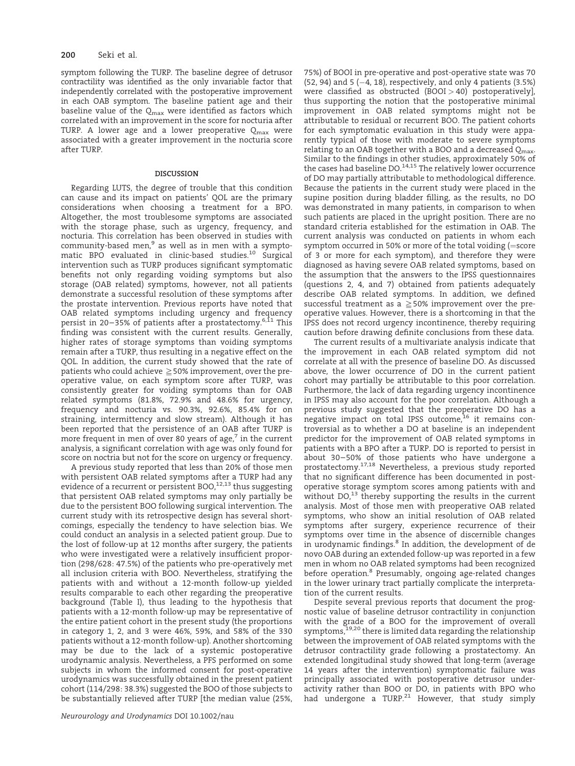symptom following the TURP. The baseline degree of detrusor contractility was identified as the only invariable factor that independently correlated with the postoperative improvement in each OAB symptom. The baseline patient age and their baseline value of the $Q_{max}$ were identified as factors which correlated with an improvement in the score for nocturia after TURP. A lower age and a lower preoperative $Q_{max}$ were associated with a greater improvement in the nocturia score after TURP.

## DISCUSSION

Regarding LUTS, the degree of trouble that this condition can cause and its impact on patients' QOL are the primary considerations when choosing a treatment for a BPO. Altogether, the most troublesome symptoms are associated with the storage phase, such as urgency, frequency, and nocturia. This correlation has been observed in studies with community-based men,[9] as well as in men with a symptomatic BPO evaluated in clinic-based studies.[10] Surgical intervention such as TURP produces significant symptomatic benefits not only regarding voiding symptoms but also storage (OAB related) symptoms, however, not all patients demonstrate a successful resolution of these symptoms after the prostate intervention. Previous reports have noted that OAB related symptoms including urgency and frequency persist in 20–35% of patients after a prostatectomy.[6,11] This finding was consistent with the current results. Generally, higher rates of storage symptoms than voiding symptoms remain after a TURP, thus resulting in a negative effect on the QOL. In addition, the current study showed that the rate of patients who could achieve ≧50% improvement, over the pre-operative value, on each symptom score after TURP, was consistently greater for voiding symptoms than for OAB related symptoms (81.8%, 72.9% and 48.6% for urgency, frequency and nocturia vs. 90.3%, 92.6%, 85.4% for on straining, intermittency and slow stream). Although it has been reported that the persistence of an OAB after TURP is more frequent in men of over 80 years of age,[7] in the current analysis, a significant correlation with age was only found for score on noctria but not for the score on urgency or frequency.

A previous study reported that less than 20% of those men with persistent OAB related symptoms after a TURP had any evidence of a recurrent or persistent BOO,[12,13] thus suggesting that persistent OAB related symptoms may only partially be due to the persistent BOO following surgical intervention. The current study with its retrospective design has several shortcomings, especially the tendency to have selection bias. We could conduct an analysis in a selected patient group. Due to the lost of follow-up at 12 months after surgery, the patients who were investigated were a relatively insufficient proportion (298/628: 47.5%) of the patients who pre-operatively met all inclusion criteria with BOO. Nevertheless, stratifying the patients with and without a 12-month follow-up yielded results comparable to each other regarding the preoperative background (Table I), thus leading to the hypothesis that patients with a 12-month follow-up may be representative of the entire patient cohort in the present study (the proportions in category 1, 2, and 3 were 46%, 59%, and 58% of the 330 patients without a 12-month follow-up). Another shortcoming may be due to the lack of a systemic postoperative urodynamic analysis. Nevertheless, a PFS performed on some subjects in whom the informed consent for post-operative urodynamics was successfully obtained in the present patient cohort (114/298: 38.3%) suggested the BOO of those subjects to be substantially relieved after TURP [the median value (25%, 75%) of BOOI in pre-operative and post-operative state was 70 (52, 94) and 5 (−4, 18), respectively, and only 4 patients (3.5%) were classified as obstructed (BOOI > 40) postoperatively], thus supporting the notion that the postoperative minimal improvement in OAB related symptoms might not be attributable to residual or recurrent BOO. The patient cohorts for each symptomatic evaluation in this study were apparently typical of those with moderate to severe symptoms relating to an OAB together with a BOO and a decreased $Q_{max}$. Similar to the findings in other studies, approximately 50% of the cases had baseline DO.[14,15] The relatively lower occurrence of DO may partially attributable to methodological difference. Because the patients in the current study were placed in the supine position during bladder filling, as the results, no DO was demonstrated in many patients, in comparison to when such patients are placed in the upright position. There are no standard criteria established for the estimation in OAB. The current analysis was conducted on patients in whom each symptom occurred in 50% or more of the total voiding (=score of 3 or more for each symptom), and therefore they were diagnosed as having severe OAB related symptoms, based on the assumption that the answers to the IPSS questionnaires (questions 2, 4, and 7) obtained from patients adequately describe OAB related symptoms. In addition, we defined successful treatment as a ≧50% improvement over the pre-operative values. However, there is a shortcoming in that the IPSS does not record urgency incontinence, thereby requiring caution before drawing definite conclusions from these data.

The current results of a multivariate analysis indicate that the improvement in each OAB related symptom did not correlate at all with the presence of baseline DO. As discussed above, the lower occurrence of DO in the current patient cohort may partially be attributable to this poor correlation. Furthermore, the lack of data regarding urgency incontinence in IPSS may also account for the poor correlation. Although a previous study suggested that the preoperative DO has a negative impact on total IPSS outcome,[16] it remains controversial as to whether a DO at baseline is an independent predictor for the improvement of OAB related symptoms in patients with a BPO after a TURP. DO is reported to persist in about 30–50% of those patients who have undergone a prostatectomy.[17,18] Nevertheless, a previous study reported that no significant difference has been documented in post-operative storage symptom scores among patients with and without DO,[13] thereby supporting the results in the current analysis. Most of those men with preoperative OAB related symptoms, who show an initial resolution of OAB related symptoms after surgery, experience recurrence of their symptoms over time in the absence of discernible changes in urodynamic findings.[8] In addition, the development of de novo OAB during an extended follow-up was reported in a few men in whom no OAB related symptoms had been recognized before operation.[8] Presumably, ongoing age-related changes in the lower urinary tract partially complicate the interpretation of the current results.

Despite several previous reports that document the prognostic value of baseline detrusor contractility in conjunction with the grade of a BOO for the improvement of overall symptoms,[19,20] there is limited data regarding the relationship between the improvement of OAB related symptoms with the detrusor contractility grade following a prostatectomy. An extended longitudinal study showed that long-term (average 14 years after the intervention) symptomatic failure was principally associated with postoperative detrusor underactivity rather than BOO or DO, in patients with BPO who had undergone a TURP.[21] However, that study simply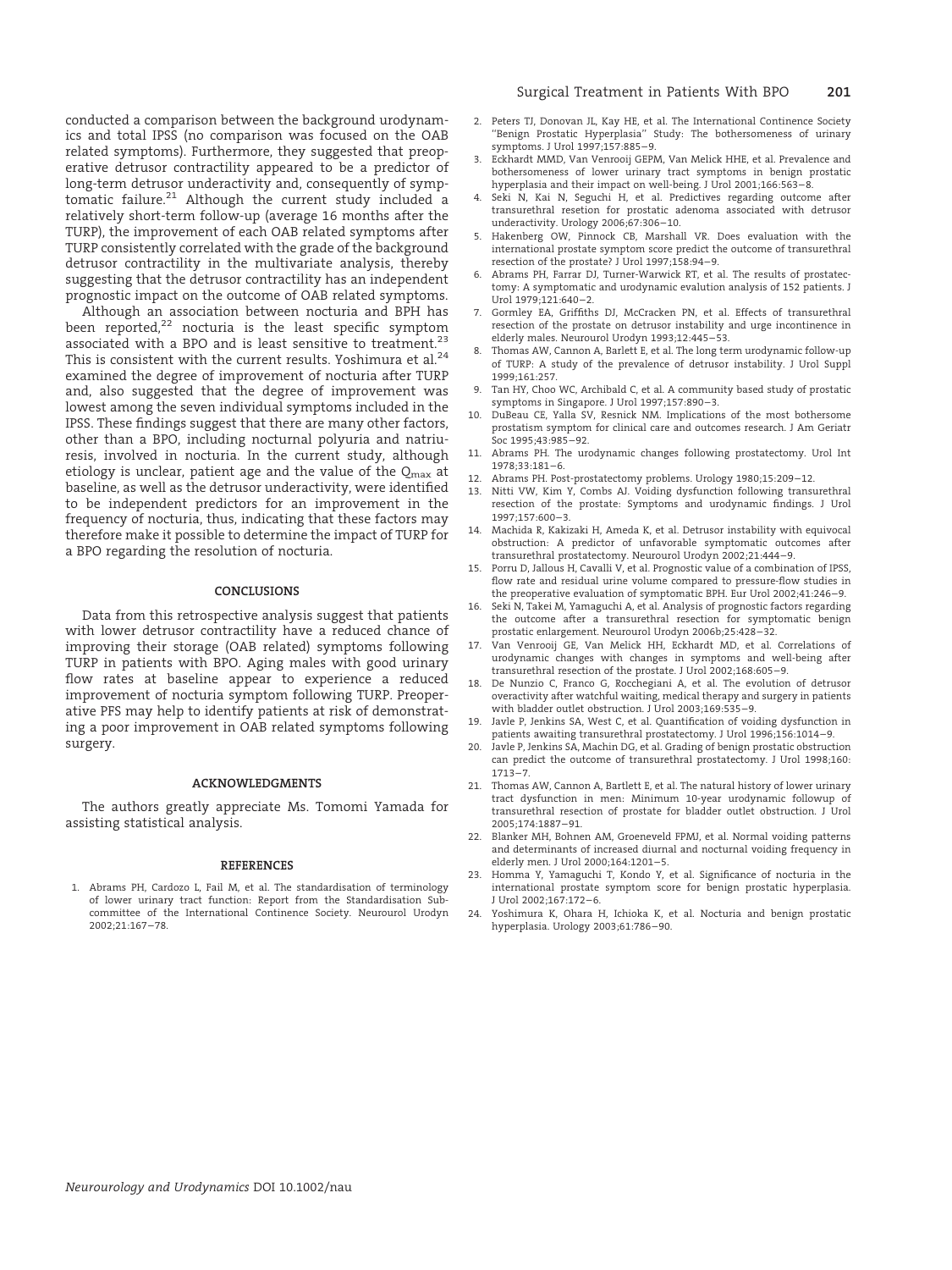conducted a comparison between the background urodynamics and total IPSS (no comparison was focused on the OAB related symptoms). Furthermore, they suggested that preoperative detrusor contractility appeared to be a predictor of long-term detrusor underactivity and, consequently of symptomatic failure.[21] Although the current study included a relatively short-term follow-up (average 16 months after the TURP), the improvement of each OAB related symptoms after TURP consistently correlated with the grade of the background detrusor contractility in the multivariate analysis, thereby suggesting that the detrusor contractility has an independent prognostic impact on the outcome of OAB related symptoms.

Although an association between nocturia and BPH has been reported,[22] nocturia is the least specific symptom associated with a BPO and is least sensitive to treatment.[23] This is consistent with the current results. Yoshimura et al.[24] examined the degree of improvement of nocturia after TURP and, also suggested that the degree of improvement was lowest among the seven individual symptoms included in the IPSS. These findings suggest that there are many other factors, other than a BPO, including nocturnal polyuria and natriuresis, involved in nocturia. In the current study, although etiology is unclear, patient age and the value of the $Q_{max}$ at baseline, as well as the detrusor underactivity, were identified to be independent predictors for an improvement in the frequency of nocturia, thus, indicating that these factors may therefore make it possible to determine the impact of TURP for a BPO regarding the resolution of nocturia.

## CONCLUSIONS

Data from this retrospective analysis suggest that patients with lower detrusor contractility have a reduced chance of improving their storage (OAB related) symptoms following TURP in patients with BPO. Aging males with good urinary flow rates at baseline appear to experience a reduced improvement of nocturia symptom following TURP. Preoperative PFS may help to identify patients at risk of demonstrating a poor improvement in OAB related symptoms following surgery.

## ACKNOWLEDGMENTS

The authors greatly appreciate Ms. Tomomi Yamada for assisting statistical analysis.

## REFERENCES

1. Abrams PH, Cardozo L, Fail M, et al. The standardisation of terminology of lower urinary tract function: Report from the Standardisation Subcommittee of the International Continence Society. Neurourol Urodyn 2002;21:167–78.
2. Peters TJ, Donovan JL, Kay HE, et al. The International Continence Society "Benign Prostatic Hyperplasia" Study: The bothersomeness of urinary symptoms. J Urol 1997;157:885–9.
3. Eckhardt MMD, Van Venrooij GEPM, Van Melick HHE, et al. Prevalence and bothersomeness of lower urinary tract symptoms in benign prostatic hyperplasia and their impact on well-being. J Urol 2001;166:563–8.
4. Seki N, Kai N, Seguchi H, et al. Predictives regarding outcome after transurethral resetion for prostatic adenoma associated with detrusor underactivity. Urology 2006;67:306–10.
5. Hakenberg OW, Pinnock CB, Marshall VR. Does evaluation with the international prostate symptom score predict the outcome of transurethral resection of the prostate? J Urol 1997;158:94–9.
6. Abrams PH, Farrar DJ, Turner-Warwick RT, et al. The results of prostatectomy: A symptomatic and urodynamic evalution analysis of 152 patients. J Urol 1979;121:640–2.
7. Gormley EA, Griffiths DJ, McCracken PN, et al. Effects of transurethral resection of the prostate on detrusor instability and urge incontinence in elderly males. Neurourol Urodyn 1993;12:445–53.
8. Thomas AW, Cannon A, Barlett E, et al. The long term urodynamic follow-up of TURP: A study of the prevalence of detrusor instability. J Urol Suppl 1999;161:257.
9. Tan HY, Choo WC, Archibald C, et al. A community based study of prostatic symptoms in Singapore. J Urol 1997;157:890–3.
10. DuBeau CE, Yalla SV, Resnick NM. Implications of the most bothersome prostatism symptom for clinical care and outcomes research. J Am Geriatr Soc 1995;43:985–92.
11. Abrams PH. The urodynamic changes following prostatectomy. Urol Int 1978;33:181–6.
12. Abrams PH. Post-prostatectomy problems. Urology 1980;15:209–12.
13. Nitti VW, Kim Y, Combs AJ. Voiding dysfunction following transurethral resection of the prostate: Symptoms and urodynamic findings. J Urol 1997;157:600–3.
14. Machida R, Kakizaki H, Ameda K, et al. Detrusor instability with equivocal obstruction: A predictor of unfavorable symptomatic outcomes after transurethral prostatectomy. Neurourol Urodyn 2002;21:444–9.
15. Porru D, Jallous H, Cavalli V, et al. Prognostic value of a combination of IPSS, flow rate and residual urine volume compared to pressure-flow studies in the preoperative evaluation of symptomatic BPH. Eur Urol 2002;41:246–9.
16. Seki N, Takei M, Yamaguchi A, et al. Analysis of prognostic factors regarding the outcome after a transurethral resection for symptomatic benign prostatic enlargement. Neurourol Urodyn 2006b;25:428–32.
17. Van Venrooij GE, Van Melick HH, Eckhardt MD, et al. Correlations of urodynamic changes with changes in symptoms and well-being after transurethral resection of the prostate. J Urol 2002;168:605–9.
18. De Nunzio C, Franco G, Rocchegiani A, et al. The evolution of detrusor overactivity after watchful waiting, medical therapy and surgery in patients with bladder outlet obstruction. J Urol 2003;169:535–9.
19. Javle P, Jenkins SA, West C, et al. Quantification of voiding dysfunction in patients awaiting transurethral prostatectomy. J Urol 1996;156:1014–9.
20. Javle P, Jenkins SA, Machin DG, et al. Grading of benign prostatic obstruction can predict the outcome of transurethral prostatectomy. J Urol 1998;160:1713–7.
21. Thomas AW, Cannon A, Bartlett E, et al. The natural history of lower urinary tract dysfunction in men: Minimum 10-year urodynamic followup of transurethral resection of prostate for bladder outlet obstruction. J Urol 2005;174:1887–91.
22. Blanker MH, Bohnen AM, Groeneveld FPMJ, et al. Normal voiding patterns and determinants of increased diurnal and nocturnal voiding frequency in elderly men. J Urol 2000;164:1201–5.
23. Homma Y, Yamaguchi T, Kondo Y, et al. Significance of nocturia in the international prostate symptom score for benign prostatic hyperplasia. J Urol 2002;167:172–6.
24. Yoshimura K, Ohara H, Ichioka K, et al. Nocturia and benign prostatic hyperplasia. Urology 2003;61:786–90.